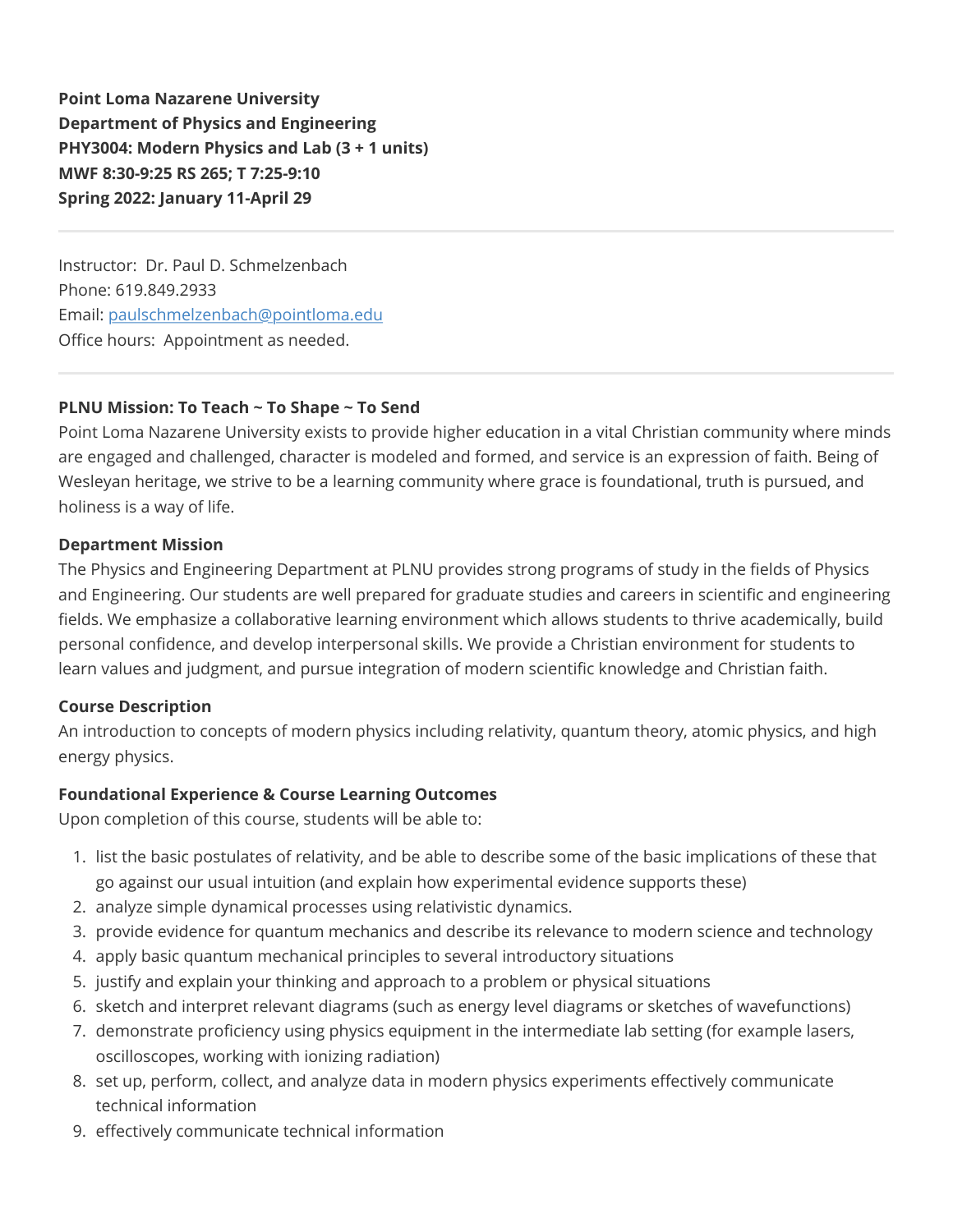**Point Loma Nazarene University**
**Department of Physics and Engineering**
**PHY3004: Modern Physics and Lab (3 + 1 units)**
**MWF 8:30-9:25 RS 265; T 7:25-9:10**
**Spring 2022: January 11-April 29**

---

Instructor: Dr. Paul D. Schmelzenbach
Phone: 619.849.2933
Email: paulschmelzenbach@pointloma.edu
Office hours: Appointment as needed.

---

**PLNU Mission: To Teach ~ To Shape ~ To Send**

Point Loma Nazarene University exists to provide higher education in a vital Christian community where minds are engaged and challenged, character is modeled and formed, and service is an expression of faith. Being of Wesleyan heritage, we strive to be a learning community where grace is foundational, truth is pursued, and holiness is a way of life.

**Department Mission**

The Physics and Engineering Department at PLNU provides strong programs of study in the fields of Physics and Engineering. Our students are well prepared for graduate studies and careers in scientific and engineering fields. We emphasize a collaborative learning environment which allows students to thrive academically, build personal confidence, and develop interpersonal skills. We provide a Christian environment for students to learn values and judgment, and pursue integration of modern scientific knowledge and Christian faith.

**Course Description**

An introduction to concepts of modern physics including relativity, quantum theory, atomic physics, and high energy physics.

**Foundational Experience & Course Learning Outcomes**

Upon completion of this course, students will be able to:

1. list the basic postulates of relativity, and be able to describe some of the basic implications of these that go against our usual intuition (and explain how experimental evidence supports these)
2. analyze simple dynamical processes using relativistic dynamics.
3. provide evidence for quantum mechanics and describe its relevance to modern science and technology
4. apply basic quantum mechanical principles to several introductory situations
5. justify and explain your thinking and approach to a problem or physical situations
6. sketch and interpret relevant diagrams (such as energy level diagrams or sketches of wavefunctions)
7. demonstrate proficiency using physics equipment in the intermediate lab setting (for example lasers, oscilloscopes, working with ionizing radiation)
8. set up, perform, collect, and analyze data in modern physics experiments effectively communicate technical information
9. effectively communicate technical information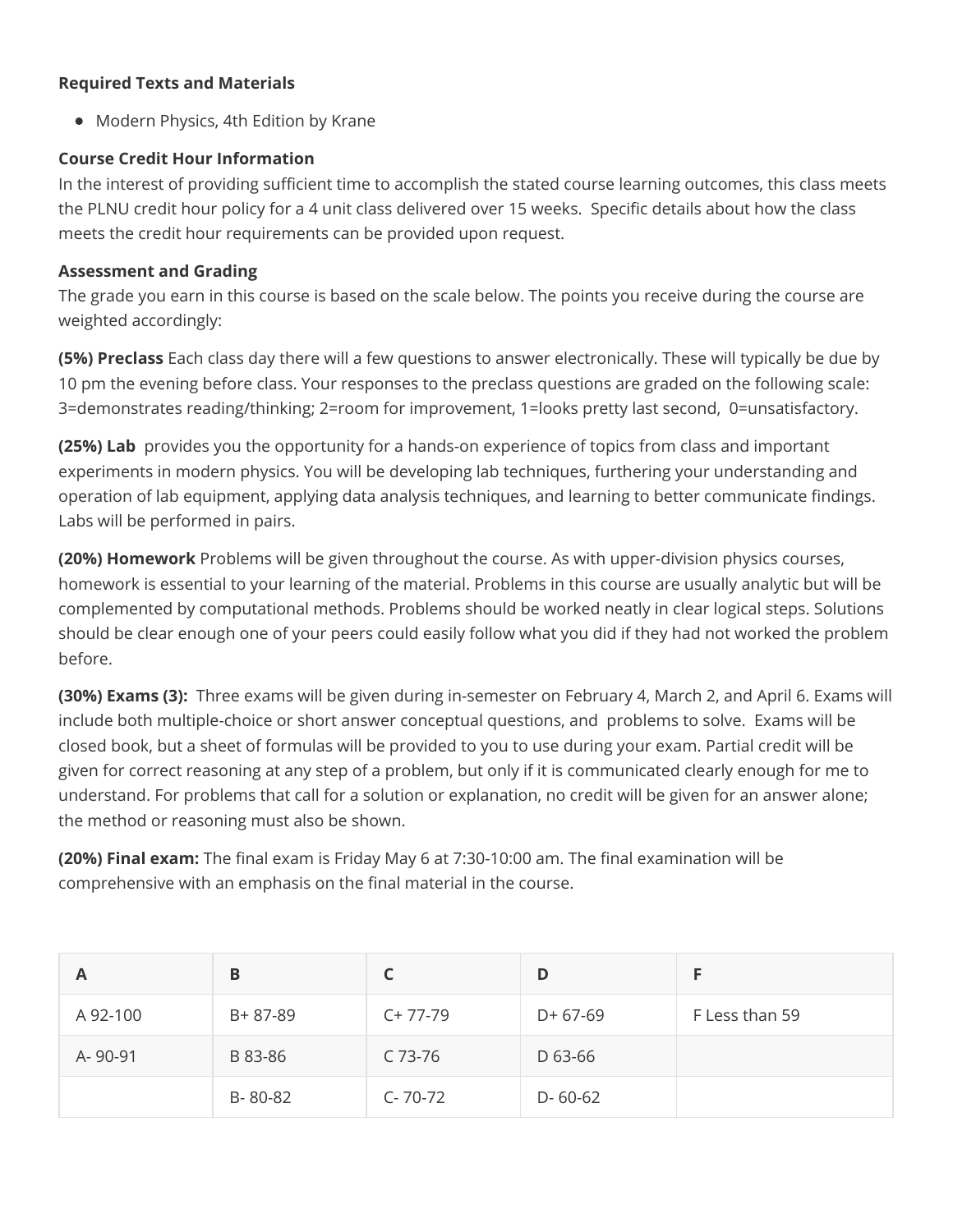**Required Texts and Materials**

- Modern Physics, 4th Edition by Krane

**Course Credit Hour Information**

In the interest of providing sufficient time to accomplish the stated course learning outcomes, this class meets the PLNU credit hour policy for a 4 unit class delivered over 15 weeks. Specific details about how the class meets the credit hour requirements can be provided upon request.

**Assessment and Grading**

The grade you earn in this course is based on the scale below. The points you receive during the course are weighted accordingly:

**(5%) Preclass** Each class day there will a few questions to answer electronically. These will typically be due by 10 pm the evening before class. Your responses to the preclass questions are graded on the following scale: 3=demonstrates reading/thinking; 2=room for improvement, 1=looks pretty last second, 0=unsatisfactory.

**(25%) Lab** provides you the opportunity for a hands-on experience of topics from class and important experiments in modern physics. You will be developing lab techniques, furthering your understanding and operation of lab equipment, applying data analysis techniques, and learning to better communicate findings. Labs will be performed in pairs.

**(20%) Homework** Problems will be given throughout the course. As with upper-division physics courses, homework is essential to your learning of the material. Problems in this course are usually analytic but will be complemented by computational methods. Problems should be worked neatly in clear logical steps. Solutions should be clear enough one of your peers could easily follow what you did if they had not worked the problem before.

**(30%) Exams (3):** Three exams will be given during in-semester on February 4, March 2, and April 6. Exams will include both multiple-choice or short answer conceptual questions, and problems to solve. Exams will be closed book, but a sheet of formulas will be provided to you to use during your exam. Partial credit will be given for correct reasoning at any step of a problem, but only if it is communicated clearly enough for me to understand. For problems that call for a solution or explanation, no credit will be given for an answer alone; the method or reasoning must also be shown.

**(20%) Final exam:** The final exam is Friday May 6 at 7:30-10:00 am. The final examination will be comprehensive with an emphasis on the final material in the course.

| A | B | C | D | F |
|---|---|---|---|---|
| A 92-100 | B+ 87-89 | C+ 77-79 | D+ 67-69 | F Less than 59 |
| A- 90-91 | B 83-86 | C 73-76 | D 63-66 | |
| | B- 80-82 | C- 70-72 | D- 60-62 | |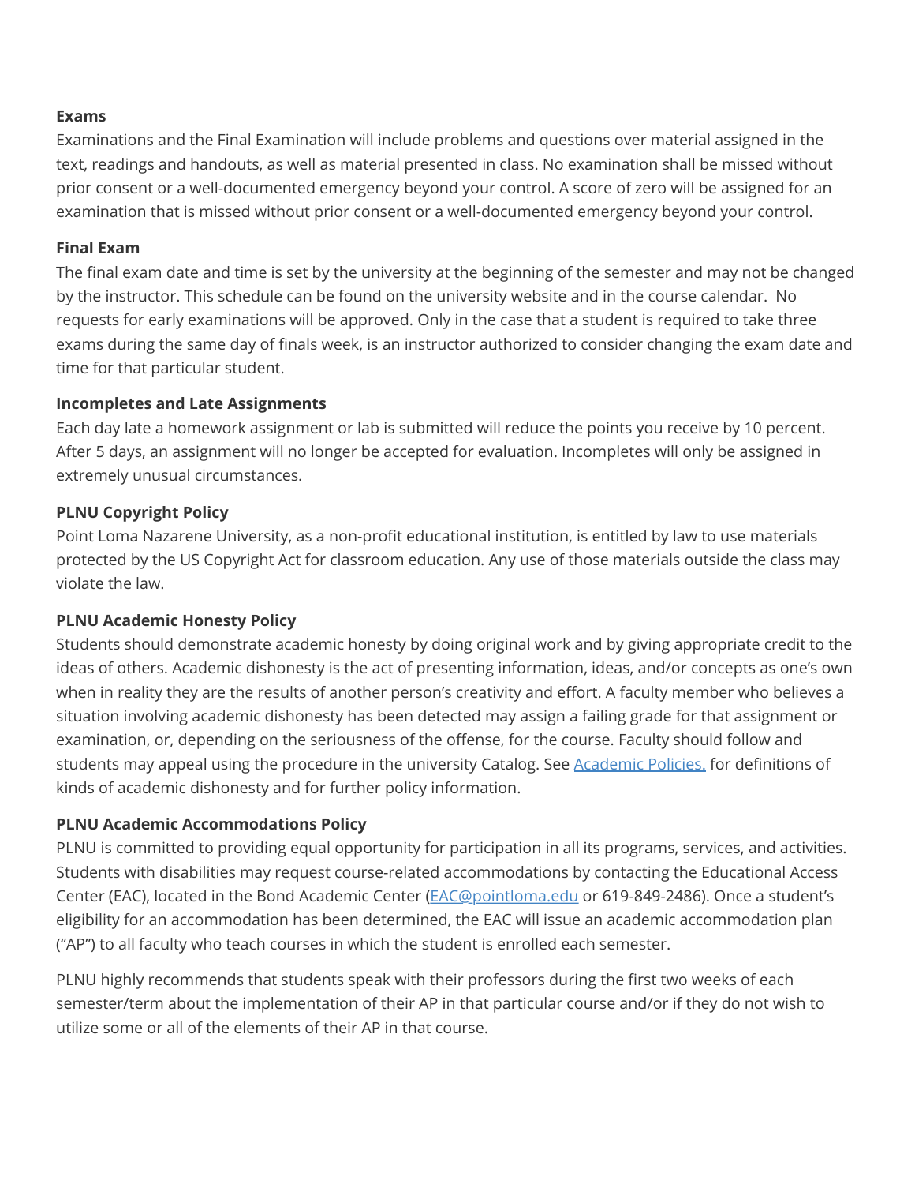**Exams**

Examinations and the Final Examination will include problems and questions over material assigned in the text, readings and handouts, as well as material presented in class. No examination shall be missed without prior consent or a well-documented emergency beyond your control. A score of zero will be assigned for an examination that is missed without prior consent or a well-documented emergency beyond your control.

**Final Exam**

The final exam date and time is set by the university at the beginning of the semester and may not be changed by the instructor. This schedule can be found on the university website and in the course calendar. No requests for early examinations will be approved. Only in the case that a student is required to take three exams during the same day of finals week, is an instructor authorized to consider changing the exam date and time for that particular student.

**Incompletes and Late Assignments**

Each day late a homework assignment or lab is submitted will reduce the points you receive by 10 percent. After 5 days, an assignment will no longer be accepted for evaluation. Incompletes will only be assigned in extremely unusual circumstances.

**PLNU Copyright Policy**

Point Loma Nazarene University, as a non-profit educational institution, is entitled by law to use materials protected by the US Copyright Act for classroom education. Any use of those materials outside the class may violate the law.

**PLNU Academic Honesty Policy**

Students should demonstrate academic honesty by doing original work and by giving appropriate credit to the ideas of others. Academic dishonesty is the act of presenting information, ideas, and/or concepts as one's own when in reality they are the results of another person's creativity and effort. A faculty member who believes a situation involving academic dishonesty has been detected may assign a failing grade for that assignment or examination, or, depending on the seriousness of the offense, for the course. Faculty should follow and students may appeal using the procedure in the university Catalog. See [Academic Policies.]() for definitions of kinds of academic dishonesty and for further policy information.

**PLNU Academic Accommodations Policy**

PLNU is committed to providing equal opportunity for participation in all its programs, services, and activities. Students with disabilities may request course-related accommodations by contacting the Educational Access Center (EAC), located in the Bond Academic Center (EAC@pointloma.edu or 619-849-2486). Once a student's eligibility for an accommodation has been determined, the EAC will issue an academic accommodation plan ("AP") to all faculty who teach courses in which the student is enrolled each semester.

PLNU highly recommends that students speak with their professors during the first two weeks of each semester/term about the implementation of their AP in that particular course and/or if they do not wish to utilize some or all of the elements of their AP in that course.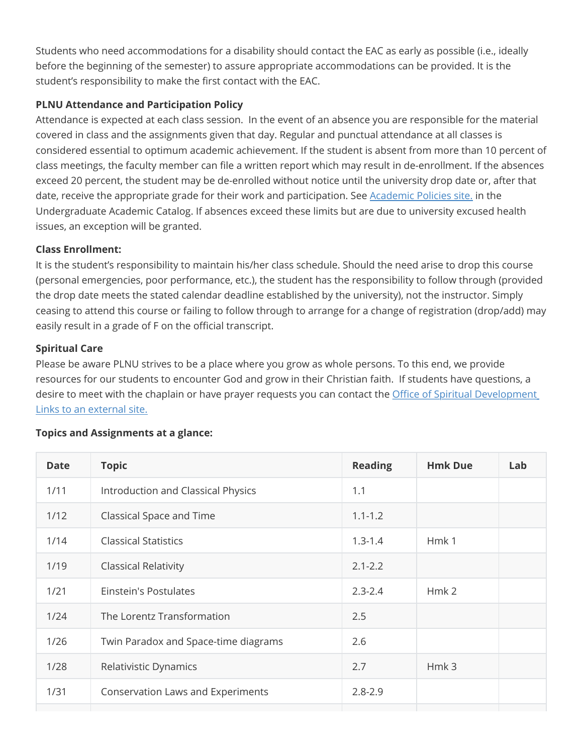Students who need accommodations for a disability should contact the EAC as early as possible (i.e., ideally before the beginning of the semester) to assure appropriate accommodations can be provided. It is the student's responsibility to make the first contact with the EAC.

**PLNU Attendance and Participation Policy**

Attendance is expected at each class session. In the event of an absence you are responsible for the material covered in class and the assignments given that day. Regular and punctual attendance at all classes is considered essential to optimum academic achievement. If the student is absent from more than 10 percent of class meetings, the faculty member can file a written report which may result in de-enrollment. If the absences exceed 20 percent, the student may be de-enrolled without notice until the university drop date or, after that date, receive the appropriate grade for their work and participation. See [Academic Policies site.](#) in the Undergraduate Academic Catalog. If absences exceed these limits but are due to university excused health issues, an exception will be granted.

**Class Enrollment:**

It is the student's responsibility to maintain his/her class schedule. Should the need arise to drop this course (personal emergencies, poor performance, etc.), the student has the responsibility to follow through (provided the drop date meets the stated calendar deadline established by the university), not the instructor. Simply ceasing to attend this course or failing to follow through to arrange for a change of registration (drop/add) may easily result in a grade of F on the official transcript.

**Spiritual Care**

Please be aware PLNU strives to be a place where you grow as whole persons. To this end, we provide resources for our students to encounter God and grow in their Christian faith. If students have questions, a desire to meet with the chaplain or have prayer requests you can contact the [Office of Spiritual Development Links to an external site.](#)

**Topics and Assignments at a glance:**

| Date | Topic | Reading | Hmk Due | Lab |
|---|---|---|---|---|
| 1/11 | Introduction and Classical Physics | 1.1 | | |
| 1/12 | Classical Space and Time | 1.1-1.2 | | |
| 1/14 | Classical Statistics | 1.3-1.4 | Hmk 1 | |
| 1/19 | Classical Relativity | 2.1-2.2 | | |
| 1/21 | Einstein's Postulates | 2.3-2.4 | Hmk 2 | |
| 1/24 | The Lorentz Transformation | 2.5 | | |
| 1/26 | Twin Paradox and Space-time diagrams | 2.6 | | |
| 1/28 | Relativistic Dynamics | 2.7 | Hmk 3 | |
| 1/31 | Conservation Laws and Experiments | 2.8-2.9 | | |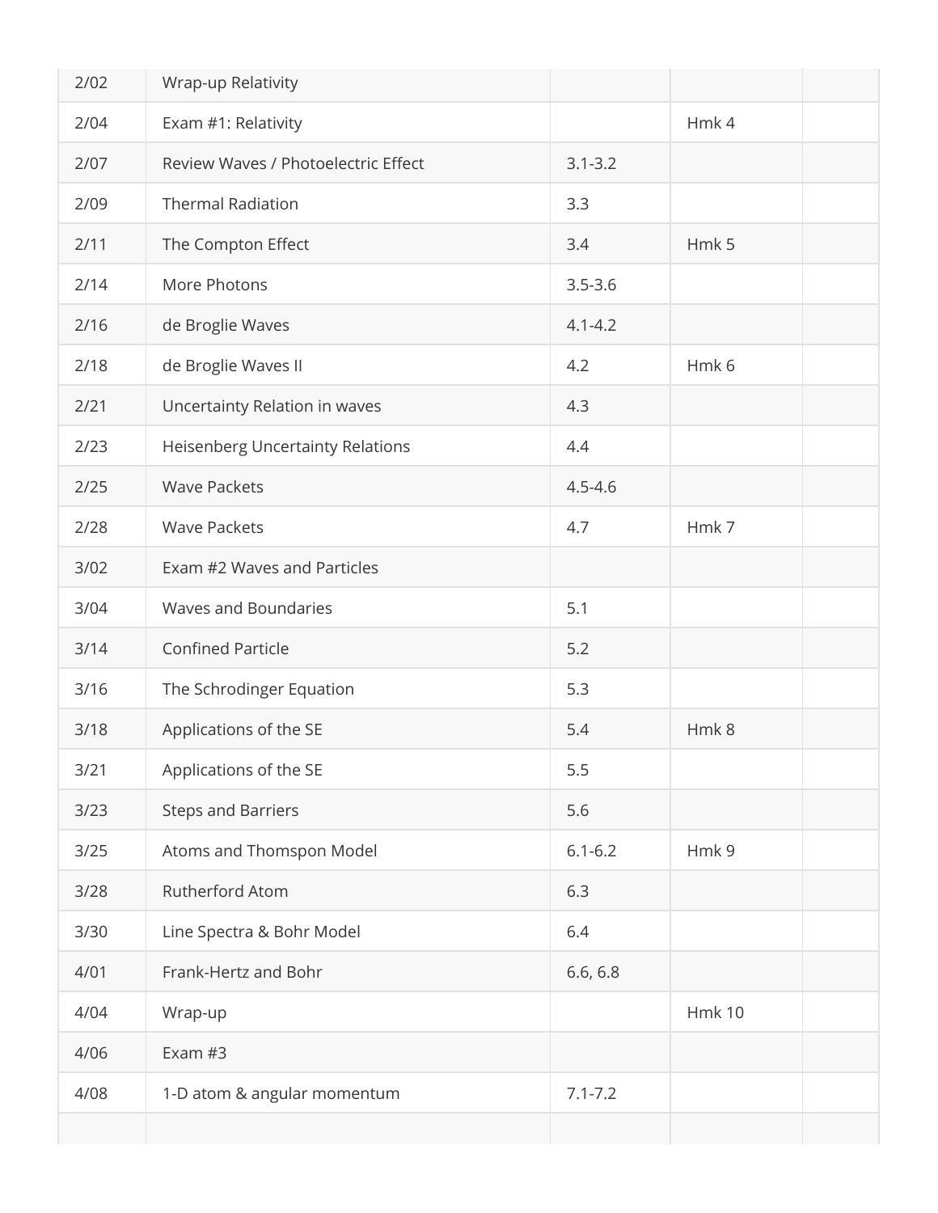| | | | | |
|---|---|---|---|---|
| 2/02 | Wrap-up Relativity | | | |
| 2/04 | Exam #1: Relativity | | Hmk 4 | |
| 2/07 | Review Waves / Photoelectric Effect | 3.1-3.2 | | |
| 2/09 | Thermal Radiation | 3.3 | | |
| 2/11 | The Compton Effect | 3.4 | Hmk 5 | |
| 2/14 | More Photons | 3.5-3.6 | | |
| 2/16 | de Broglie Waves | 4.1-4.2 | | |
| 2/18 | de Broglie Waves II | 4.2 | Hmk 6 | |
| 2/21 | Uncertainty Relation in waves | 4.3 | | |
| 2/23 | Heisenberg Uncertainty Relations | 4.4 | | |
| 2/25 | Wave Packets | 4.5-4.6 | | |
| 2/28 | Wave Packets | 4.7 | Hmk 7 | |
| 3/02 | Exam #2 Waves and Particles | | | |
| 3/04 | Waves and Boundaries | 5.1 | | |
| 3/14 | Confined Particle | 5.2 | | |
| 3/16 | The Schrodinger Equation | 5.3 | | |
| 3/18 | Applications of the SE | 5.4 | Hmk 8 | |
| 3/21 | Applications of the SE | 5.5 | | |
| 3/23 | Steps and Barriers | 5.6 | | |
| 3/25 | Atoms and Thomspon Model | 6.1-6.2 | Hmk 9 | |
| 3/28 | Rutherford Atom | 6.3 | | |
| 3/30 | Line Spectra & Bohr Model | 6.4 | | |
| 4/01 | Frank-Hertz and Bohr | 6.6, 6.8 | | |
| 4/04 | Wrap-up | | Hmk 10 | |
| 4/06 | Exam #3 | | | |
| 4/08 | 1-D atom & angular momentum | 7.1-7.2 | | |
| | | | | |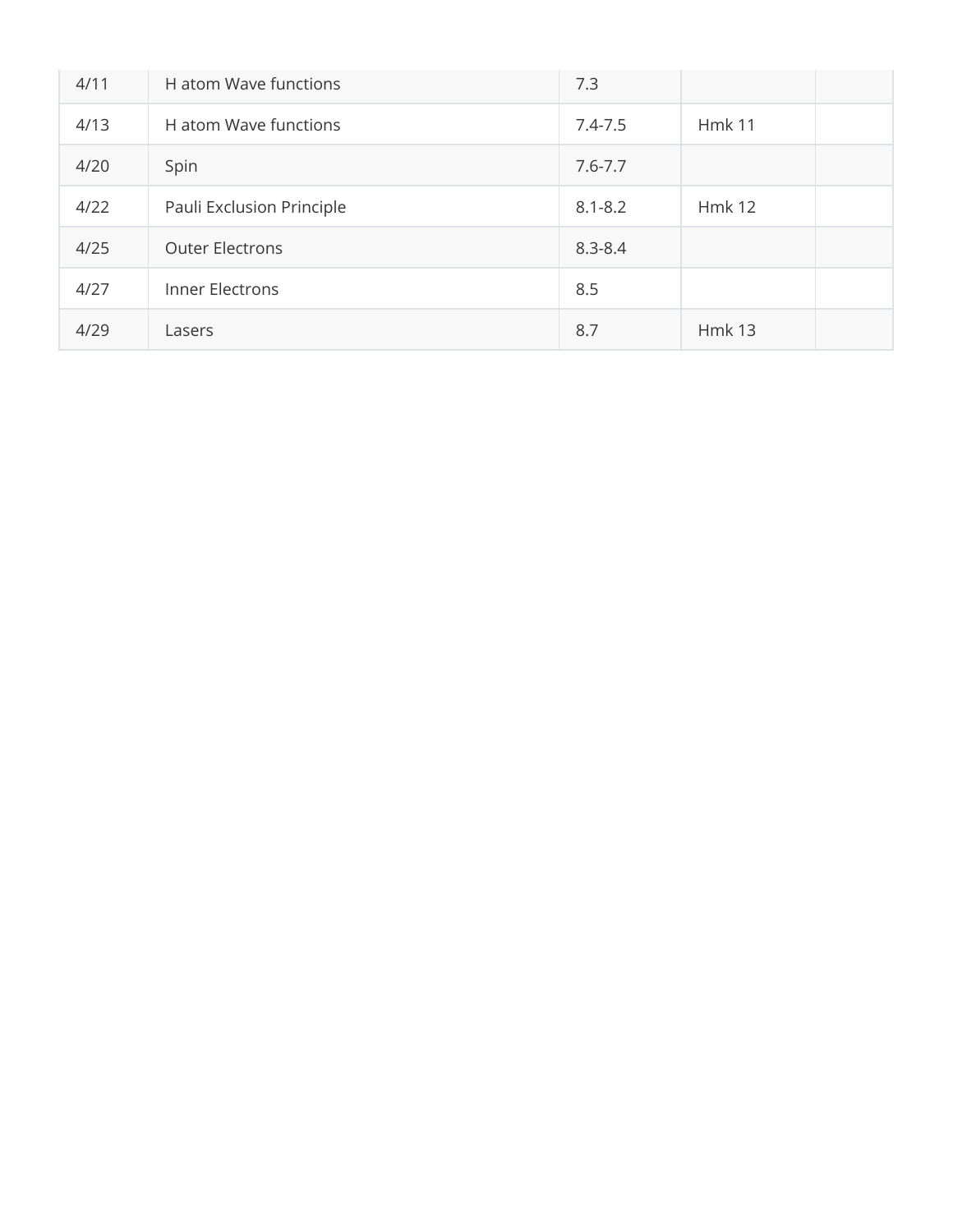| | | | | |
|---|---|---|---|---|
| 4/11 | H atom Wave functions | 7.3 | | |
| 4/13 | H atom Wave functions | 7.4-7.5 | Hmk 11 | |
| 4/20 | Spin | 7.6-7.7 | | |
| 4/22 | Pauli Exclusion Principle | 8.1-8.2 | Hmk 12 | |
| 4/25 | Outer Electrons | 8.3-8.4 | | |
| 4/27 | Inner Electrons | 8.5 | | |
| 4/29 | Lasers | 8.7 | Hmk 13 | |